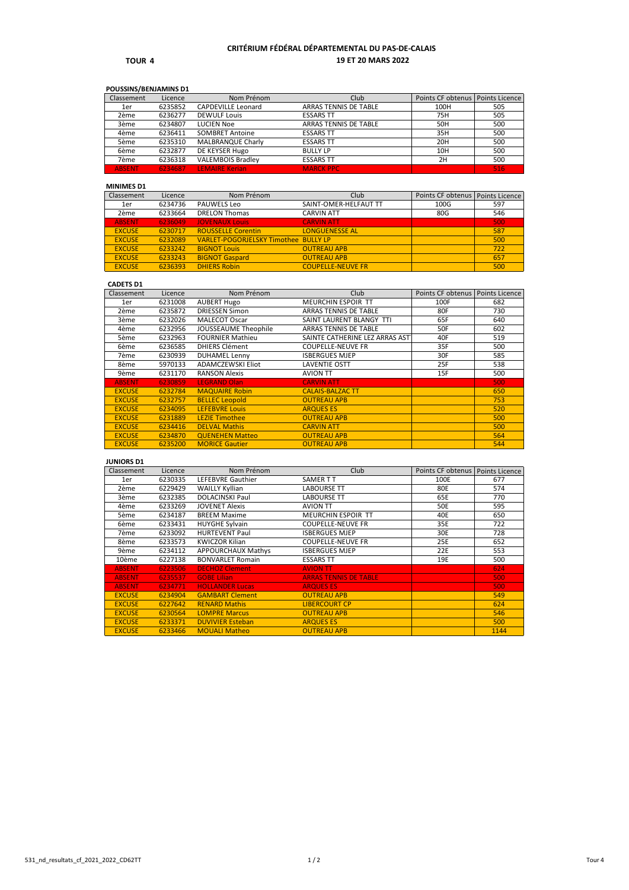# CRITÉRIUM FÉDÉRAL DÉPARTEMENTAL DU PAS-DE-CALAIS

**TOUR 4** — **19 ET 20 MARS 2022**

### POUSSINS/BENJAMINS D1

| Classement | Licence | Nom Prénom | Club | Points CF obtenus | Points Licence |
|---|---|---|---|---|---|
| 1er | 6235852 | CAPDEVILLE Leonard | ARRAS TENNIS DE TABLE | 100H | 505 |
| 2ème | 6236277 | DEWULF Louis | ESSARS TT | 75H | 505 |
| 3ème | 6234807 | LUCIEN Noe | ARRAS TENNIS DE TABLE | 50H | 500 |
| 4ème | 6236411 | SOMBRET Antoine | ESSARS TT | 35H | 500 |
| 5ème | 6235310 | MALBRANQUE Charly | ESSARS TT | 20H | 500 |
| 6ème | 6232877 | DE KEYSER Hugo | BULLY LP | 10H | 500 |
| 7ème | 6236318 | VALEMBOIS Bradley | ESSARS TT | 2H | 500 |
| ABSENT | 6234687 | LEMAIRE Kerian | MARCK PPC | | 516 |

### MINIMES D1

| Classement | Licence | Nom Prénom | Club | Points CF obtenus | Points Licence |
|---|---|---|---|---|---|
| 1er | 6234736 | PAUWELS Leo | SAINT-OMER-HELFAUT TT | 100G | 597 |
| 2ème | 6233664 | DRELON Thomas | CARVIN ATT | 80G | 546 |
| ABSENT | 6236049 | JOVENAUX Louis | CARVIN ATT | | 500 |
| EXCUSE | 6230717 | ROUSSELLE Corentin | LONGUENESSE AL | | 587 |
| EXCUSE | 6232089 | VARLET-POGORJELSKY Timothee | BULLY LP | | 500 |
| EXCUSE | 6233242 | BIGNOT Louis | OUTREAU APB | | 722 |
| EXCUSE | 6233243 | BIGNOT Gaspard | OUTREAU APB | | 657 |
| EXCUSE | 6236393 | DHIERS Robin | COUPELLE-NEUVE FR | | 500 |

### CADETS D1

| Classement | Licence | Nom Prénom | Club | Points CF obtenus | Points Licence |
|---|---|---|---|---|---|
| 1er | 6231008 | AUBERT Hugo | MEURCHIN ESPOIR TT | 100F | 682 |
| 2ème | 6235872 | DRIESSEN Simon | ARRAS TENNIS DE TABLE | 80F | 730 |
| 3ème | 6232026 | MALECOT Oscar | SAINT LAURENT BLANGY TTI | 65F | 640 |
| 4ème | 6232956 | JOUSSEAUME Theophile | ARRAS TENNIS DE TABLE | 50F | 602 |
| 5ème | 6232963 | FOURNIER Mathieu | SAINTE CATHERINE LEZ ARRAS AST | 40F | 519 |
| 6ème | 6236585 | DHIERS Clément | COUPELLE-NEUVE FR | 35F | 500 |
| 7ème | 6230939 | DUHAMEL Lenny | ISBERGUES MJEP | 30F | 585 |
| 8ème | 5970133 | ADAMCZEWSKI Eliot | LAVENTIE OSTT | 25F | 538 |
| 9ème | 6231170 | RANSON Alexis | AVION TT | 15F | 500 |
| ABSENT | 6230859 | LEGRAND Olan | CARVIN ATT | | 500 |
| EXCUSE | 6232784 | MAQUAIRE Robin | CALAIS-BALZAC TT | | 650 |
| EXCUSE | 6232757 | BELLEC Leopold | OUTREAU APB | | 753 |
| EXCUSE | 6234095 | LEFEBVRE Louis | ARQUES ES | | 520 |
| EXCUSE | 6231889 | LEZIE Timothee | OUTREAU APB | | 500 |
| EXCUSE | 6234416 | DELVAL Mathis | CARVIN ATT | | 500 |
| EXCUSE | 6234870 | QUENEHEN Matteo | OUTREAU APB | | 564 |
| EXCUSE | 6235200 | MORICE Gautier | OUTREAU APB | | 544 |

### JUNIORS D1

| Classement | Licence | Nom Prénom | Club | Points CF obtenus | Points Licence |
|---|---|---|---|---|---|
| 1er | 6230335 | LEFEBVRE Gauthier | SAMER T T | 100E | 677 |
| 2ème | 6229429 | WAILLY Kyllian | LABOURSE TT | 80E | 574 |
| 3ème | 6232385 | DOLACINSKI Paul | LABOURSE TT | 65E | 770 |
| 4ème | 6233269 | JOVENET Alexis | AVION TT | 50E | 595 |
| 5ème | 6234187 | BREEM Maxime | MEURCHIN ESPOIR TT | 40E | 650 |
| 6ème | 6233431 | HUYGHE Sylvain | COUPELLE-NEUVE FR | 35E | 722 |
| 7ème | 6233092 | HURTEVENT Paul | ISBERGUES MJEP | 30E | 728 |
| 8ème | 6233573 | KWICZOR Kilian | COUPELLE-NEUVE FR | 25E | 652 |
| 9ème | 6234112 | APPOURCHAUX Mathys | ISBERGUES MJEP | 22E | 553 |
| 10ème | 6227138 | BONVARLET Romain | ESSARS TT | 19E | 500 |
| ABSENT | 6223506 | DECHOZ Clement | AVION TT | | 624 |
| ABSENT | 6235537 | GOBE Lilian | ARRAS TENNIS DE TABLE | | 500 |
| ABSENT | 6234771 | HOLLANDER Lucas | ARQUES ES | | 500 |
| EXCUSE | 6234904 | GAMBART Clement | OUTREAU APB | | 549 |
| EXCUSE | 6227642 | RENARD Mathis | LIBERCOURT CP | | 624 |
| EXCUSE | 6230564 | LOMPRE Marcus | OUTREAU APB | | 546 |
| EXCUSE | 6233371 | DUVIVIER Esteban | ARQUES ES | | 500 |
| EXCUSE | 6233466 | MOUALI Matheo | OUTREAU APB | | 1144 |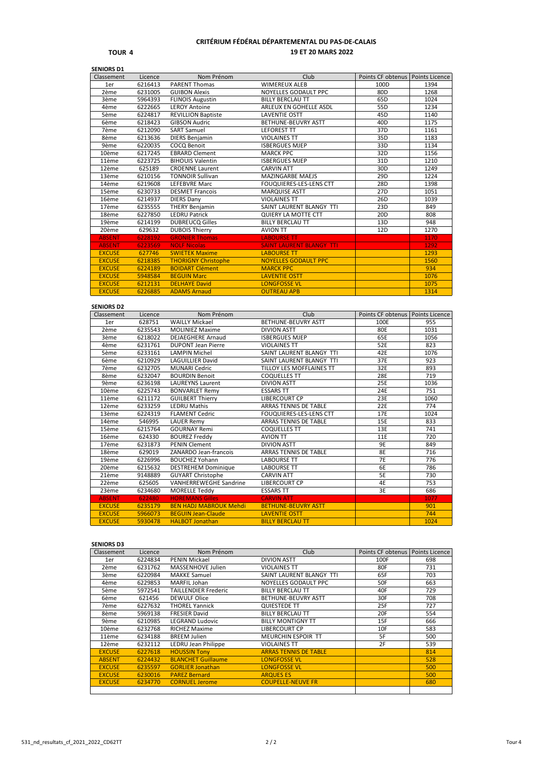# CRITÉRIUM FÉDÉRAL DÉPARTEMENTAL DU PAS-DE-CALAIS

**TOUR 4** — **19 ET 20 MARS 2022**

**SENIORS D1**

| Classement | Licence | Nom Prénom | Club | Points CF obtenus | Points Licence |
|---|---|---|---|---|---|
| 1er | 6216413 | PARENT Thomas | WIMEREUX ALEB | 100D | 1394 |
| 2ème | 6231005 | GUIBON Alexis | NOYELLES GODAULT PPC | 80D | 1268 |
| 3ème | 5964393 | FLINOIS Augustin | BILLY BERCLAU TT | 65D | 1024 |
| 4ème | 6222665 | LEROY Antoine | ARLEUX EN GOHELLE ASDL | 55D | 1234 |
| 5ème | 6224817 | REVILLION Baptiste | LAVENTIE OSTT | 45D | 1140 |
| 6ème | 6218423 | GIBSON Audric | BETHUNE-BEUVRY ASTT | 40D | 1175 |
| 7ème | 6212090 | SART Samuel | LEFOREST TT | 37D | 1161 |
| 8ème | 6213636 | DIERS Benjamin | VIOLAINES TT | 35D | 1183 |
| 9ème | 6220035 | COCQ Benoit | ISBERGUES MJEP | 33D | 1134 |
| 10ème | 6217245 | EBRARD Clement | MARCK PPC | 32D | 1156 |
| 11ème | 6223725 | BIHOUIS Valentin | ISBERGUES MJEP | 31D | 1210 |
| 12ème | 625189 | CROENNE Laurent | CARVIN ATT | 30D | 1249 |
| 13ème | 6210156 | TONNOIR Sullivan | MAZINGARBE MAEJS | 29D | 1224 |
| 14ème | 6219608 | LEFEBVRE Marc | FOUQUIERES-LES-LENS CTT | 28D | 1398 |
| 15ème | 6230733 | DESMET Francois | MARQUISE ASTT | 27D | 1051 |
| 16ème | 6214937 | DIERS Dany | VIOLAINES TT | 26D | 1039 |
| 17ème | 6235555 | THERY Benjamin | SAINT LAURENT BLANGY TTI | 23D | 849 |
| 18ème | 6227850 | LEDRU Patrick | QUIERY LA MOTTE CTT | 20D | 808 |
| 19ème | 6214199 | DUBREUCQ Gilles | BILLY BERCLAU TT | 13D | 948 |
| 20ème | 629632 | DUBOIS Thierry | AVION TT | 12D | 1270 |
| ABSENT | 6228192 | GRONIER Thomas | LABOURSE TT | | 1170 |
| ABSENT | 6223569 | NOLF Nicolas | SAINT LAURENT BLANGY TTI | | 1292 |
| EXCUSE | 627746 | SWIETEK Maxime | LABOURSE TT | | 1293 |
| EXCUSE | 6218385 | THORIGNY Christophe | NOYELLES GODAULT PPC | | 1560 |
| EXCUSE | 6224189 | BOIDART Clément | MARCK PPC | | 934 |
| EXCUSE | 5948584 | BEGUIN Marc | LAVENTIE OSTT | | 1076 |
| EXCUSE | 6212131 | DELHAYE David | LONGFOSSE VL | | 1075 |
| EXCUSE | 6226885 | ADAMS Arnaud | OUTREAU APB | | 1314 |

**SENIORS D2**

| Classement | Licence | Nom Prénom | Club | Points CF obtenus | Points Licence |
|---|---|---|---|---|---|
| 1er | 628751 | WAILLY Mickael | BETHUNE-BEUVRY ASTT | 100E | 955 |
| 2ème | 6235543 | MOLINIEZ Maxime | DIVION ASTT | 80E | 1031 |
| 3ème | 6218022 | DEJAEGHERE Arnaud | ISBERGUES MJEP | 65E | 1056 |
| 4ème | 6231761 | DUPONT Jean Pierre | VIOLAINES TT | 52E | 823 |
| 5ème | 6233161 | LAMPIN Michel | SAINT LAURENT BLANGY TTI | 42E | 1076 |
| 6ème | 6210929 | LAGUILLIER David | SAINT LAURENT BLANGY TTI | 37E | 923 |
| 7ème | 6232705 | MUNARI Cedric | TILLOY LES MOFFLAINES TT | 32E | 893 |
| 8ème | 6232047 | BOURDIN Benoit | COQUELLES TT | 28E | 719 |
| 9ème | 6236198 | LAUREYNS Laurent | DIVION ASTT | 25E | 1036 |
| 10ème | 6225743 | BONVARLET Remy | ESSARS TT | 24E | 751 |
| 11ème | 6211172 | GUILBERT Thierry | LIBERCOURT CP | 23E | 1060 |
| 12ème | 6233259 | LEDRU Mathis | ARRAS TENNIS DE TABLE | 22E | 774 |
| 13ème | 6224319 | FLAMENT Cedric | FOUQUIERES-LES-LENS CTT | 17E | 1024 |
| 14ème | 546995 | LAUER Remy | ARRAS TENNIS DE TABLE | 15E | 833 |
| 15ème | 6215764 | GOURNAY Remi | COQUELLES TT | 13E | 741 |
| 16ème | 624330 | BOUREZ Freddy | AVION TT | 11E | 720 |
| 17ème | 6231873 | PENIN Clement | DIVION ASTT | 9E | 849 |
| 18ème | 629019 | ZANARDO Jean-francois | ARRAS TENNIS DE TABLE | 8E | 716 |
| 19ème | 6226996 | BOUCHEZ Yohann | LABOURSE TT | 7E | 776 |
| 20ème | 6215632 | DESTREHEM Dominique | LABOURSE TT | 6E | 786 |
| 21ème | 9148889 | GUYART Christophe | CARVIN ATT | 5E | 730 |
| 22ème | 625605 | VANHERREWEGHE Sandrine | LIBERCOURT CP | 4E | 753 |
| 23ème | 6234680 | MORELLE Teddy | ESSARS TT | 3E | 686 |
| ABSENT | 622480 | HOREMANS Gilles | CARVIN ATT | | 1077 |
| EXCUSE | 6235179 | BEN HADJ MABROUK Mehdi | BETHUNE-BEUVRY ASTT | | 901 |
| EXCUSE | 5966073 | BEGUIN Jean-Claude | LAVENTIE OSTT | | 744 |
| EXCUSE | 5930478 | HALBOT Jonathan | BILLY BERCLAU TT | | 1024 |

**SENIORS D3**

| Classement | Licence | Nom Prénom | Club | Points CF obtenus | Points Licence |
|---|---|---|---|---|---|
| 1er | 6224834 | PENIN Mickael | DIVION ASTT | 100F | 698 |
| 2ème | 6231762 | MASSENHOVE Julien | VIOLAINES TT | 80F | 731 |
| 3ème | 6220984 | MAKKE Samuel | SAINT LAURENT BLANGY TTI | 65F | 703 |
| 4ème | 6229853 | MARFIL Johan | NOYELLES GODAULT PPC | 50F | 663 |
| 5ème | 5972541 | TAILLENDIER Frederic | BILLY BERCLAU TT | 40F | 729 |
| 6ème | 621456 | DEWULF Olice | BETHUNE-BEUVRY ASTT | 30F | 708 |
| 7ème | 6227632 | THOREL Yannick | QUIESTEDE TT | 25F | 727 |
| 8ème | 5969138 | FRESIER David | BILLY BERCLAU TT | 20F | 554 |
| 9ème | 6210985 | LEGRAND Ludovic | BILLY MONTIGNY TT | 15F | 666 |
| 10ème | 6232768 | RICHEZ Maxime | LIBERCOURT CP | 10F | 583 |
| 11ème | 6234188 | BREEM Julien | MEURCHIN ESPOIR TT | 5F | 500 |
| 12ème | 6232112 | LEDRU Jean Philippe | VIOLAINES TT | 2F | 539 |
| EXCUSE | 6227618 | HOUSSIN Tony | ARRAS TENNIS DE TABLE | | 814 |
| ABSENT | 6224432 | BLANCHET Guillaume | LONGFOSSE VL | | 528 |
| EXCUSE | 6235597 | GORLIER Jonathan | LONGFOSSE VL | | 500 |
| EXCUSE | 6230016 | PAREZ Bernard | ARQUES ES | | 500 |
| EXCUSE | 6234770 | CORNUEL Jerome | COUPELLE-NEUVE FR | | 680 |